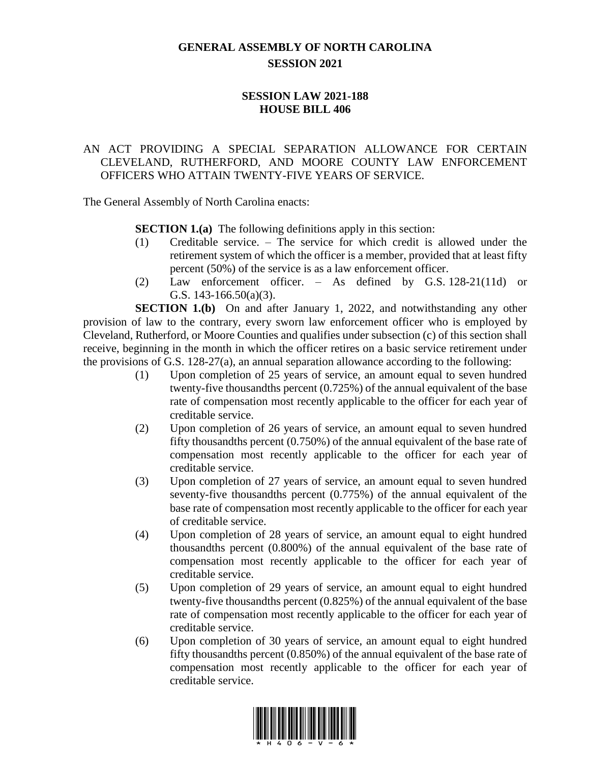# GENERAL ASSEMBLY OF NORTH CAROLINA
## SESSION 2021

### SESSION LAW 2021-188
### HOUSE BILL 406

AN ACT PROVIDING A SPECIAL SEPARATION ALLOWANCE FOR CERTAIN CLEVELAND, RUTHERFORD, AND MOORE COUNTY LAW ENFORCEMENT OFFICERS WHO ATTAIN TWENTY-FIVE YEARS OF SERVICE.

The General Assembly of North Carolina enacts:

**SECTION 1.(a)** The following definitions apply in this section:

(1) Creditable service. – The service for which credit is allowed under the retirement system of which the officer is a member, provided that at least fifty percent (50%) of the service is as a law enforcement officer.

(2) Law enforcement officer. – As defined by G.S. 128-21(11d) or G.S. 143-166.50(a)(3).

**SECTION 1.(b)** On and after January 1, 2022, and notwithstanding any other provision of law to the contrary, every sworn law enforcement officer who is employed by Cleveland, Rutherford, or Moore Counties and qualifies under subsection (c) of this section shall receive, beginning in the month in which the officer retires on a basic service retirement under the provisions of G.S. 128-27(a), an annual separation allowance according to the following:

(1) Upon completion of 25 years of service, an amount equal to seven hundred twenty-five thousandths percent (0.725%) of the annual equivalent of the base rate of compensation most recently applicable to the officer for each year of creditable service.

(2) Upon completion of 26 years of service, an amount equal to seven hundred fifty thousandths percent (0.750%) of the annual equivalent of the base rate of compensation most recently applicable to the officer for each year of creditable service.

(3) Upon completion of 27 years of service, an amount equal to seven hundred seventy-five thousandths percent (0.775%) of the annual equivalent of the base rate of compensation most recently applicable to the officer for each year of creditable service.

(4) Upon completion of 28 years of service, an amount equal to eight hundred thousandths percent (0.800%) of the annual equivalent of the base rate of compensation most recently applicable to the officer for each year of creditable service.

(5) Upon completion of 29 years of service, an amount equal to eight hundred twenty-five thousandths percent (0.825%) of the annual equivalent of the base rate of compensation most recently applicable to the officer for each year of creditable service.

(6) Upon completion of 30 years of service, an amount equal to eight hundred fifty thousandths percent (0.850%) of the annual equivalent of the base rate of compensation most recently applicable to the officer for each year of creditable service.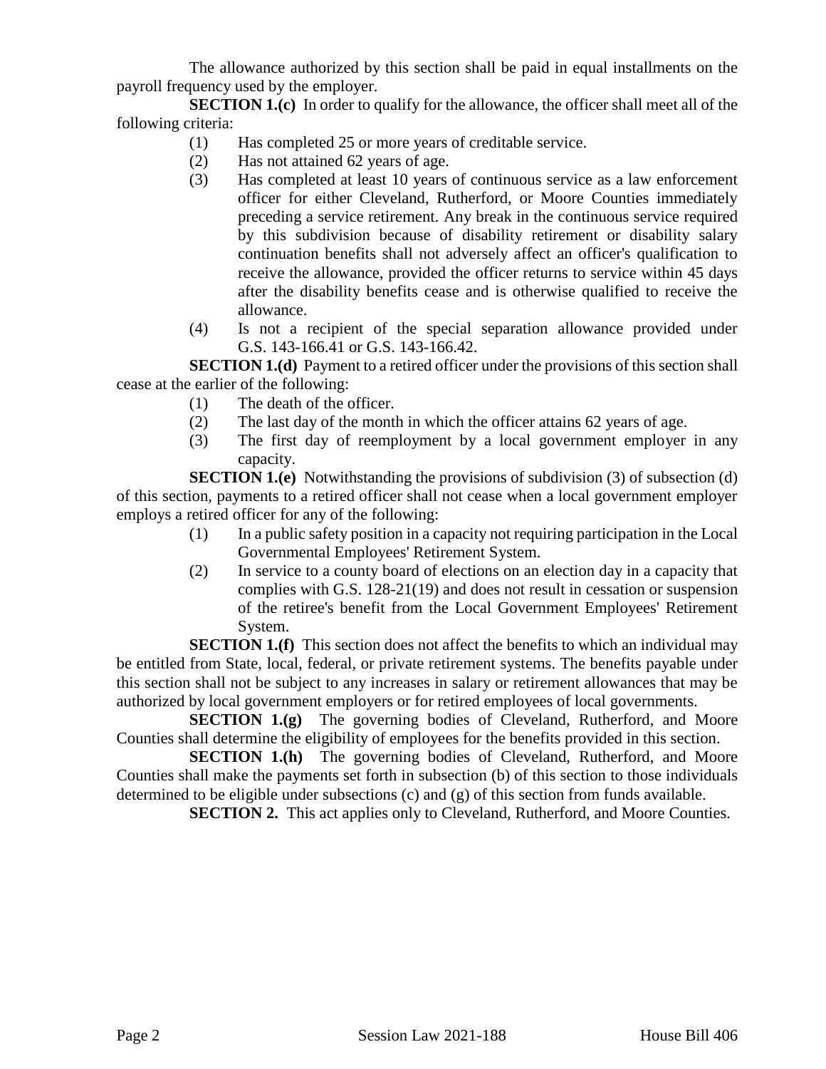The allowance authorized by this section shall be paid in equal installments on the payroll frequency used by the employer.

**SECTION 1.(c)** In order to qualify for the allowance, the officer shall meet all of the following criteria:

(1) Has completed 25 or more years of creditable service.

(2) Has not attained 62 years of age.

(3) Has completed at least 10 years of continuous service as a law enforcement officer for either Cleveland, Rutherford, or Moore Counties immediately preceding a service retirement. Any break in the continuous service required by this subdivision because of disability retirement or disability salary continuation benefits shall not adversely affect an officer's qualification to receive the allowance, provided the officer returns to service within 45 days after the disability benefits cease and is otherwise qualified to receive the allowance.

(4) Is not a recipient of the special separation allowance provided under G.S. 143-166.41 or G.S. 143-166.42.

**SECTION 1.(d)** Payment to a retired officer under the provisions of this section shall cease at the earlier of the following:

(1) The death of the officer.

(2) The last day of the month in which the officer attains 62 years of age.

(3) The first day of reemployment by a local government employer in any capacity.

**SECTION 1.(e)** Notwithstanding the provisions of subdivision (3) of subsection (d) of this section, payments to a retired officer shall not cease when a local government employer employs a retired officer for any of the following:

(1) In a public safety position in a capacity not requiring participation in the Local Governmental Employees' Retirement System.

(2) In service to a county board of elections on an election day in a capacity that complies with G.S. 128-21(19) and does not result in cessation or suspension of the retiree's benefit from the Local Government Employees' Retirement System.

**SECTION 1.(f)** This section does not affect the benefits to which an individual may be entitled from State, local, federal, or private retirement systems. The benefits payable under this section shall not be subject to any increases in salary or retirement allowances that may be authorized by local government employers or for retired employees of local governments.

**SECTION 1.(g)** The governing bodies of Cleveland, Rutherford, and Moore Counties shall determine the eligibility of employees for the benefits provided in this section.

**SECTION 1.(h)** The governing bodies of Cleveland, Rutherford, and Moore Counties shall make the payments set forth in subsection (b) of this section to those individuals determined to be eligible under subsections (c) and (g) of this section from funds available.

**SECTION 2.** This act applies only to Cleveland, Rutherford, and Moore Counties.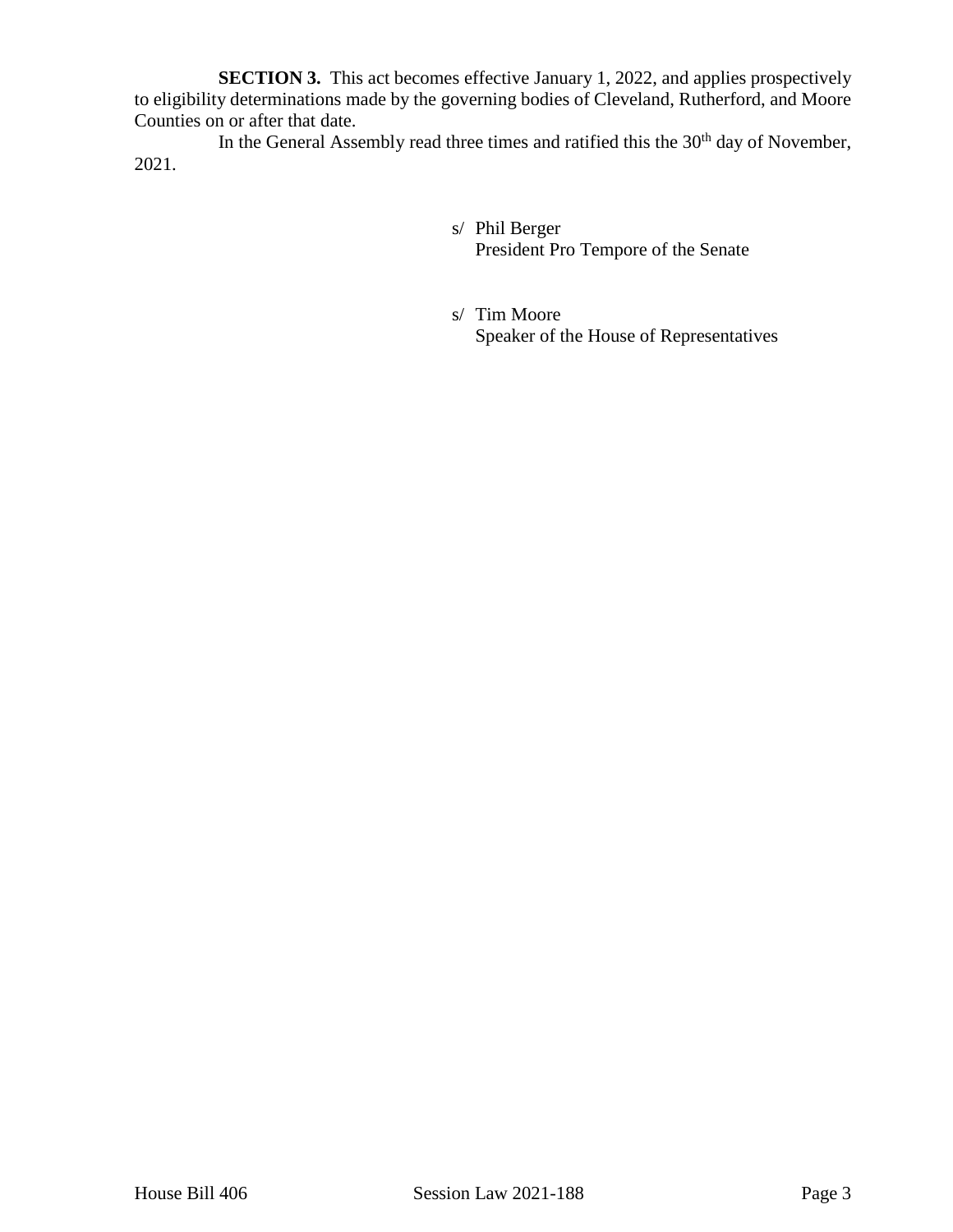**SECTION 3.** This act becomes effective January 1, 2022, and applies prospectively to eligibility determinations made by the governing bodies of Cleveland, Rutherford, and Moore Counties on or after that date.

In the General Assembly read three times and ratified this the 30th day of November, 2021.

s/ Phil Berger
President Pro Tempore of the Senate

s/ Tim Moore
Speaker of the House of Representatives